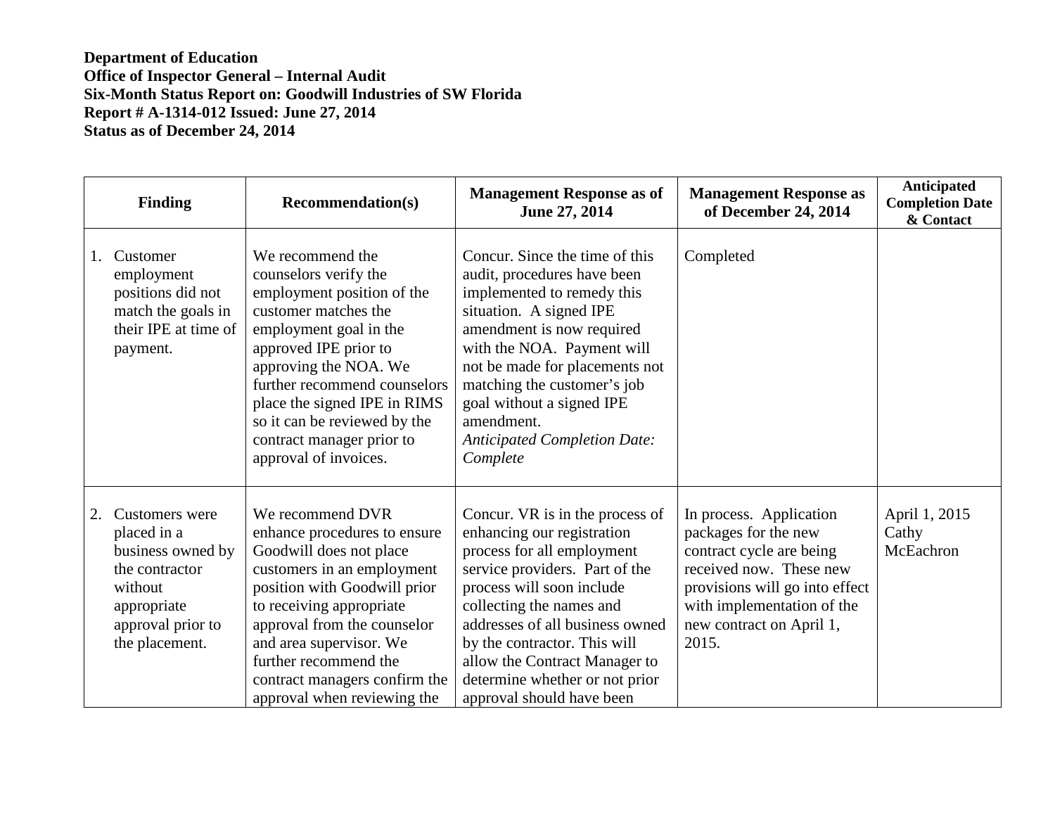**Department of Education**
**Office of Inspector General – Internal Audit**
**Six-Month Status Report on: Goodwill Industries of SW Florida**
**Report # A-1314-012 Issued: June 27, 2014**
**Status as of December 24, 2014**

| Finding | Recommendation(s) | Management Response as of June 27, 2014 | Management Response as of December 24, 2014 | Anticipated Completion Date & Contact |
|---|---|---|---|---|
| 1. Customer employment positions did not match the goals in their IPE at time of payment. | We recommend the counselors verify the employment position of the customer matches the employment goal in the approved IPE prior to approving the NOA. We further recommend counselors place the signed IPE in RIMS so it can be reviewed by the contract manager prior to approval of invoices. | Concur. Since the time of this audit, procedures have been implemented to remedy this situation. A signed IPE amendment is now required with the NOA. Payment will not be made for placements not matching the customer's job goal without a signed IPE amendment. *Anticipated Completion Date: Complete* | Completed | |
| 2. Customers were placed in a business owned by the contractor without appropriate approval prior to the placement. | We recommend DVR enhance procedures to ensure Goodwill does not place customers in an employment position with Goodwill prior to receiving appropriate approval from the counselor and area supervisor. We further recommend the contract managers confirm the approval when reviewing the | Concur. VR is in the process of enhancing our registration process for all employment service providers. Part of the process will soon include collecting the names and addresses of all business owned by the contractor. This will allow the Contract Manager to determine whether or not prior approval should have been | In process. Application packages for the new contract cycle are being received now. These new provisions will go into effect with implementation of the new contract on April 1, 2015. | April 1, 2015 Cathy McEachron |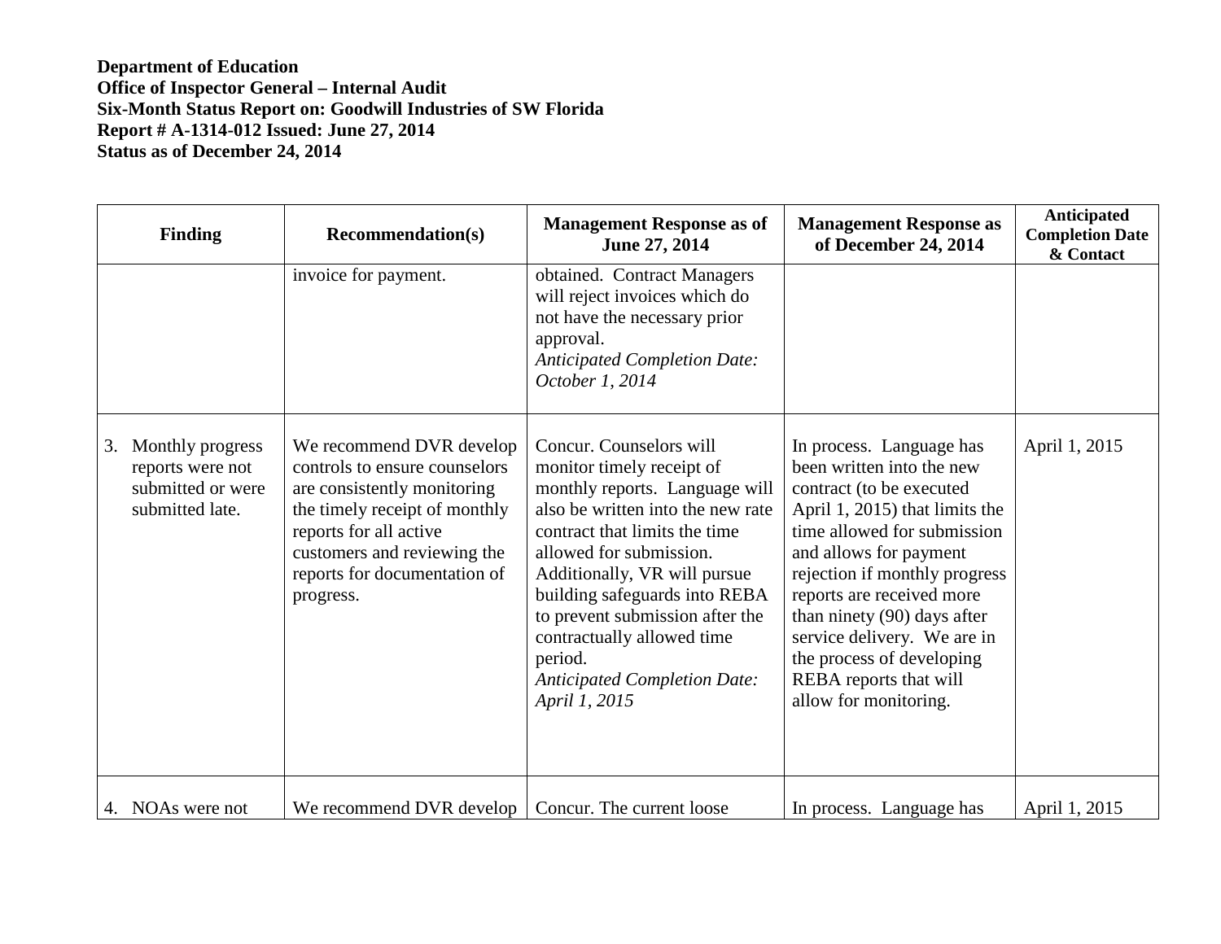**Department of Education**
**Office of Inspector General – Internal Audit**
**Six-Month Status Report on: Goodwill Industries of SW Florida**
**Report # A-1314-012 Issued: June 27, 2014**
**Status as of December 24, 2014**

| Finding | Recommendation(s) | Management Response as of June 27, 2014 | Management Response as of December 24, 2014 | Anticipated Completion Date & Contact |
|---|---|---|---|---|
| | invoice for payment. | obtained. Contract Managers will reject invoices which do not have the necessary prior approval. *Anticipated Completion Date: October 1, 2014* | | |
| 3. Monthly progress reports were not submitted or were submitted late. | We recommend DVR develop controls to ensure counselors are consistently monitoring the timely receipt of monthly reports for all active customers and reviewing the reports for documentation of progress. | Concur. Counselors will monitor timely receipt of monthly reports. Language will also be written into the new rate contract that limits the time allowed for submission. Additionally, VR will pursue building safeguards into REBA to prevent submission after the contractually allowed time period. *Anticipated Completion Date: April 1, 2015* | In process. Language has been written into the new contract (to be executed April 1, 2015) that limits the time allowed for submission and allows for payment rejection if monthly progress reports are received more than ninety (90) days after service delivery. We are in the process of developing REBA reports that will allow for monitoring. | April 1, 2015 |
| 4. NOAs were not | We recommend DVR develop | Concur. The current loose | In process. Language has | April 1, 2015 |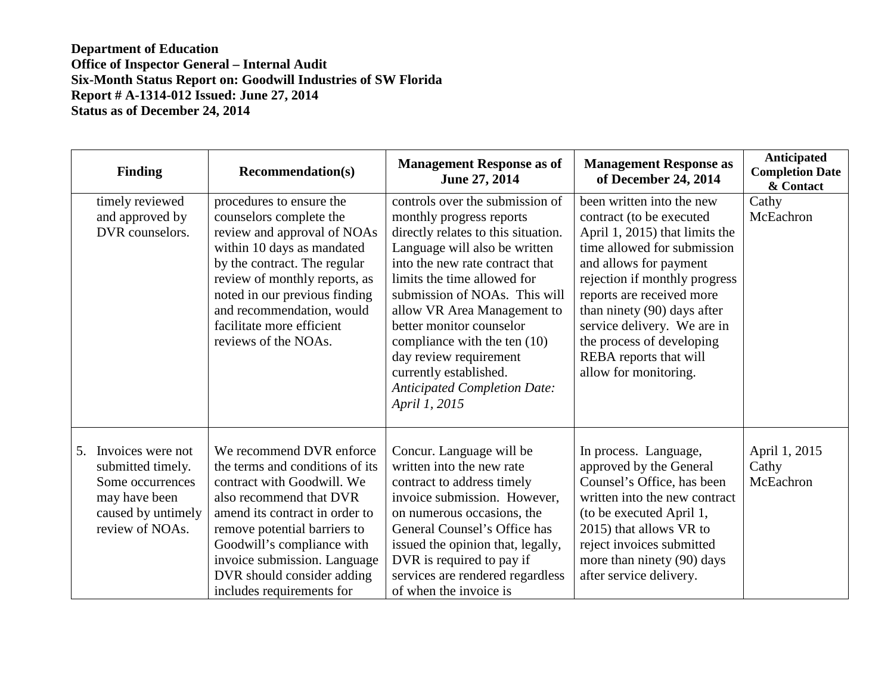**Department of Education**
**Office of Inspector General – Internal Audit**
**Six-Month Status Report on: Goodwill Industries of SW Florida**
**Report # A-1314-012 Issued: June 27, 2014**
**Status as of December 24, 2014**

| Finding | Recommendation(s) | Management Response as of June 27, 2014 | Management Response as of December 24, 2014 | Anticipated Completion Date & Contact |
|---|---|---|---|---|
| timely reviewed and approved by DVR counselors. | procedures to ensure the counselors complete the review and approval of NOAs within 10 days as mandated by the contract. The regular review of monthly reports, as noted in our previous finding and recommendation, would facilitate more efficient reviews of the NOAs. | controls over the submission of monthly progress reports directly relates to this situation. Language will also be written into the new rate contract that limits the time allowed for submission of NOAs. This will allow VR Area Management to better monitor counselor compliance with the ten (10) day review requirement currently established. *Anticipated Completion Date: April 1, 2015* | been written into the new contract (to be executed April 1, 2015) that limits the time allowed for submission and allows for payment rejection if monthly progress reports are received more than ninety (90) days after service delivery. We are in the process of developing REBA reports that will allow for monitoring. | Cathy McEachron |
| 5. Invoices were not submitted timely. Some occurrences may have been caused by untimely review of NOAs. | We recommend DVR enforce the terms and conditions of its contract with Goodwill. We also recommend that DVR amend its contract in order to remove potential barriers to Goodwill's compliance with invoice submission. Language DVR should consider adding includes requirements for | Concur. Language will be written into the new rate contract to address timely invoice submission. However, on numerous occasions, the General Counsel's Office has issued the opinion that, legally, DVR is required to pay if services are rendered regardless of when the invoice is | In process. Language, approved by the General Counsel's Office, has been written into the new contract (to be executed April 1, 2015) that allows VR to reject invoices submitted more than ninety (90) days after service delivery. | April 1, 2015 Cathy McEachron |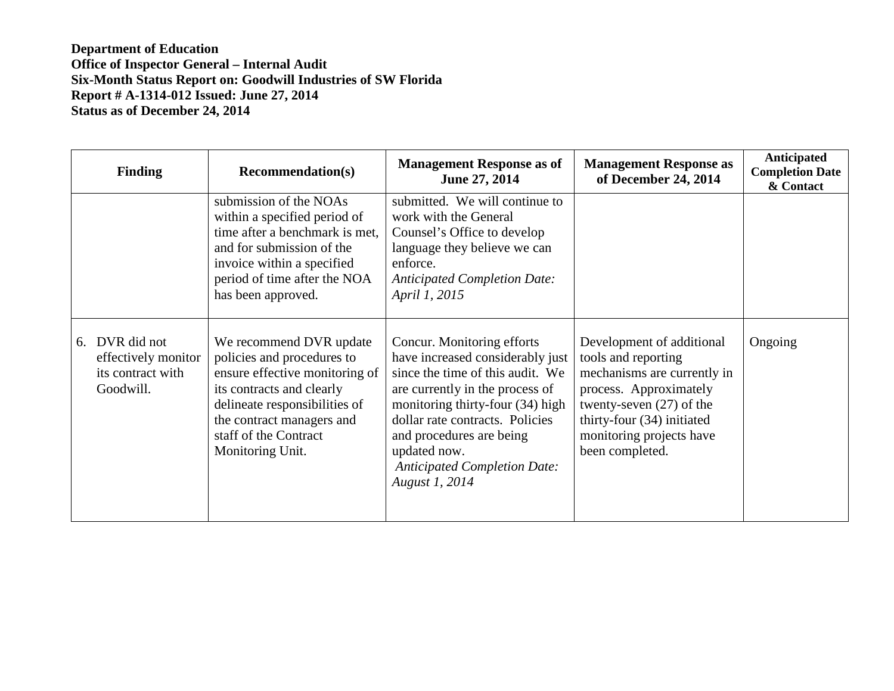**Department of Education**
**Office of Inspector General – Internal Audit**
**Six-Month Status Report on: Goodwill Industries of SW Florida**
**Report # A-1314-012 Issued: June 27, 2014**
**Status as of December 24, 2014**

| Finding | Recommendation(s) | Management Response as of June 27, 2014 | Management Response as of December 24, 2014 | Anticipated Completion Date & Contact |
|---|---|---|---|---|
| | submission of the NOAs within a specified period of time after a benchmark is met, and for submission of the invoice within a specified period of time after the NOA has been approved. | submitted. We will continue to work with the General Counsel's Office to develop language they believe we can enforce. *Anticipated Completion Date: April 1, 2015* | | |
| 6. DVR did not effectively monitor its contract with Goodwill. | We recommend DVR update policies and procedures to ensure effective monitoring of its contracts and clearly delineate responsibilities of the contract managers and staff of the Contract Monitoring Unit. | Concur. Monitoring efforts have increased considerably just since the time of this audit. We are currently in the process of monitoring thirty-four (34) high dollar rate contracts. Policies and procedures are being updated now. *Anticipated Completion Date: August 1, 2014* | Development of additional tools and reporting mechanisms are currently in process. Approximately twenty-seven (27) of the thirty-four (34) initiated monitoring projects have been completed. | Ongoing |